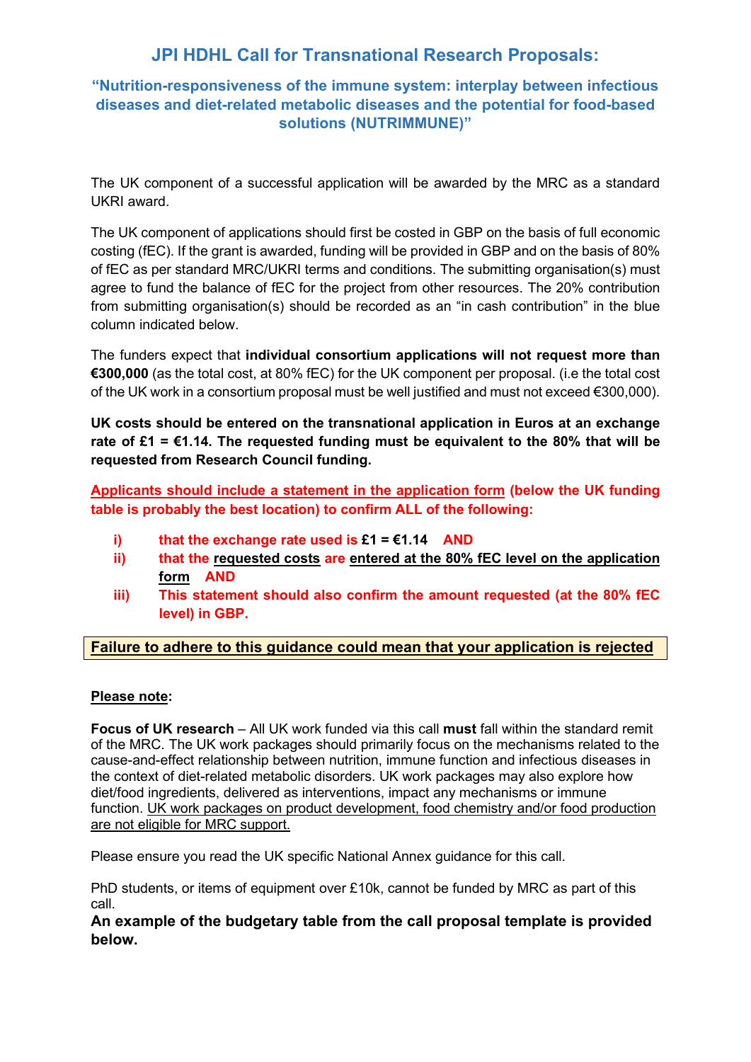# JPI HDHL Call for Transnational Research Proposals:

## "Nutrition-responsiveness of the immune system: interplay between infectious diseases and diet-related metabolic diseases and the potential for food-based solutions (NUTRIMMUNE)"

The UK component of a successful application will be awarded by the MRC as a standard UKRI award.

The UK component of applications should first be costed in GBP on the basis of full economic costing (fEC). If the grant is awarded, funding will be provided in GBP and on the basis of 80% of fEC as per standard MRC/UKRI terms and conditions. The submitting organisation(s) must agree to fund the balance of fEC for the project from other resources. The 20% contribution from submitting organisation(s) should be recorded as an "in cash contribution" in the blue column indicated below.

The funders expect that **individual consortium applications will not request more than €300,000** (as the total cost, at 80% fEC) for the UK component per proposal. (i.e the total cost of the UK work in a consortium proposal must be well justified and must not exceed €300,000).

**UK costs should be entered on the transnational application in Euros at an exchange rate of £1 = €1.14. The requested funding must be equivalent to the 80% that will be requested from Research Council funding.**

**Applicants should include a statement in the application form (below the UK funding table is probably the best location) to confirm ALL of the following:**

- **i) that the exchange rate used is £1 = €1.14 AND**
- **ii) that the requested costs are entered at the 80% fEC level on the application form AND**
- **iii) This statement should also confirm the amount requested (at the 80% fEC level) in GBP.**

**Failure to adhere to this guidance could mean that your application is rejected**

**Please note:**

**Focus of UK research** – All UK work funded via this call **must** fall within the standard remit of the MRC. The UK work packages should primarily focus on the mechanisms related to the cause-and-effect relationship between nutrition, immune function and infectious diseases in the context of diet-related metabolic disorders. UK work packages may also explore how diet/food ingredients, delivered as interventions, impact any mechanisms or immune function. UK work packages on product development, food chemistry and/or food production are not eligible for MRC support.

Please ensure you read the UK specific National Annex guidance for this call.

PhD students, or items of equipment over £10k, cannot be funded by MRC as part of this call.

**An example of the budgetary table from the call proposal template is provided below.**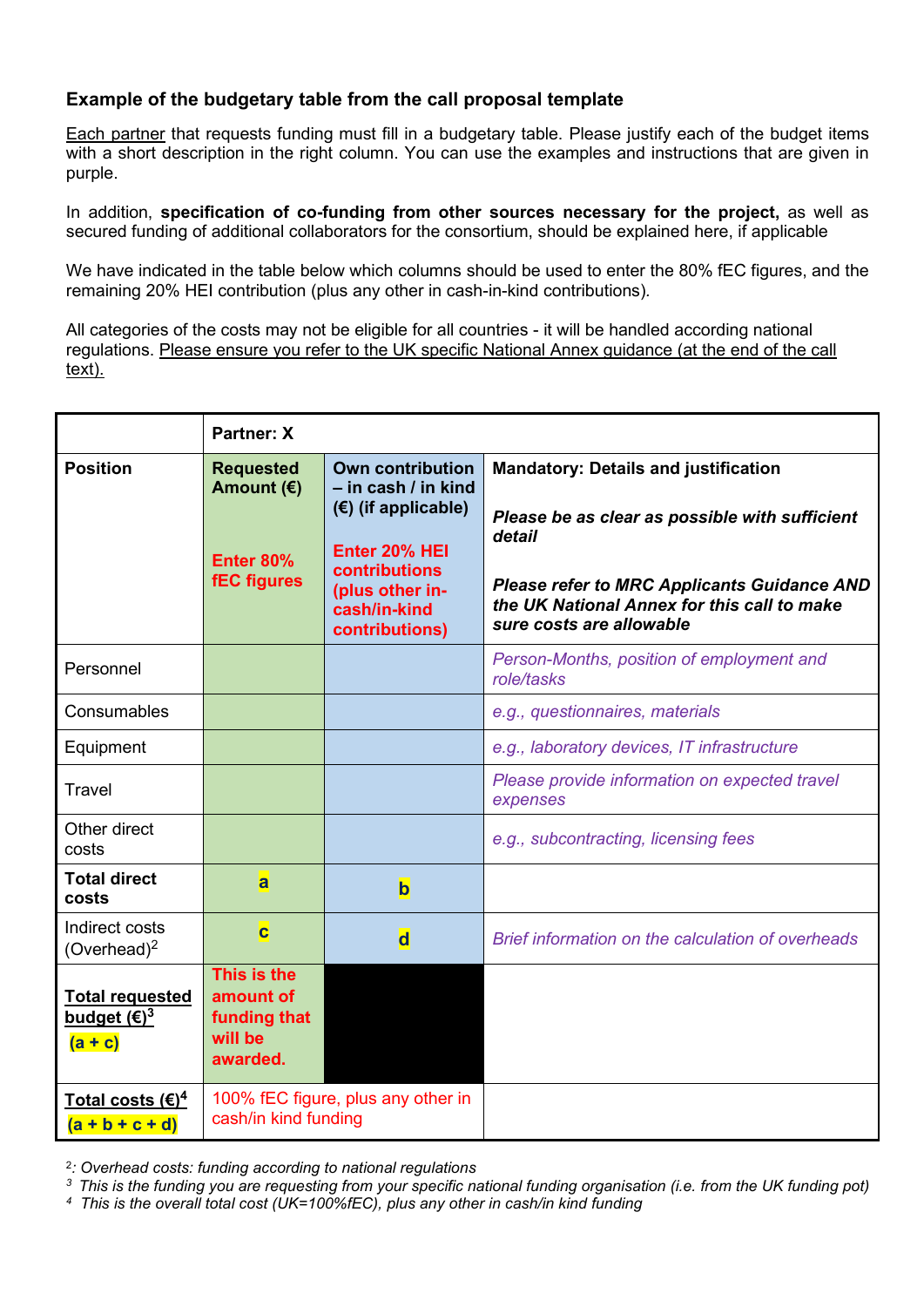### Example of the budgetary table from the call proposal template

Each partner that requests funding must fill in a budgetary table. Please justify each of the budget items with a short description in the right column. You can use the examples and instructions that are given in purple.

In addition, **specification of co-funding from other sources necessary for the project,** as well as secured funding of additional collaborators for the consortium, should be explained here, if applicable

We have indicated in the table below which columns should be used to enter the 80% fEC figures, and the remaining 20% HEI contribution (plus any other in cash-in-kind contributions).

All categories of the costs may not be eligible for all countries - it will be handled according national regulations. Please ensure you refer to the UK specific National Annex guidance (at the end of the call text).

| | **Partner: X** | | |
|---|---|---|---|
| **Position** | **Requested Amount (€)** **Enter 80% fEC figures** | **Own contribution – in cash / in kind (€) (if applicable)** **Enter 20% HEI contributions (plus other in-cash/in-kind contributions)** | **Mandatory: Details and justification** ***Please be as clear as possible with sufficient detail*** ***Please refer to MRC Applicants Guidance AND the UK National Annex for this call to make sure costs are allowable*** |
| Personnel | | | *Person-Months, position of employment and role/tasks* |
| Consumables | | | *e.g., questionnaires, materials* |
| Equipment | | | *e.g., laboratory devices, IT infrastructure* |
| Travel | | | *Please provide information on expected travel expenses* |
| Other direct costs | | | *e.g., subcontracting, licensing fees* |
| **Total direct costs** | **a** | **b** | |
| Indirect costs (Overhead)[2] | **c** | **d** | *Brief information on the calculation of overheads* |
| **Total requested budget (€)[3]** **(a + c)** | **This is the amount of funding that will be awarded.** | | |
| **Total costs (€)[4]** **(a + b + c + d)** | 100% fEC figure, plus any other in cash/in kind funding | | |

[2]*: Overhead costs: funding according to national regulations*

[3] *This is the funding you are requesting from your specific national funding organisation (i.e. from the UK funding pot)*

[4] *This is the overall total cost (UK=100%fEC), plus any other in cash/in kind funding*